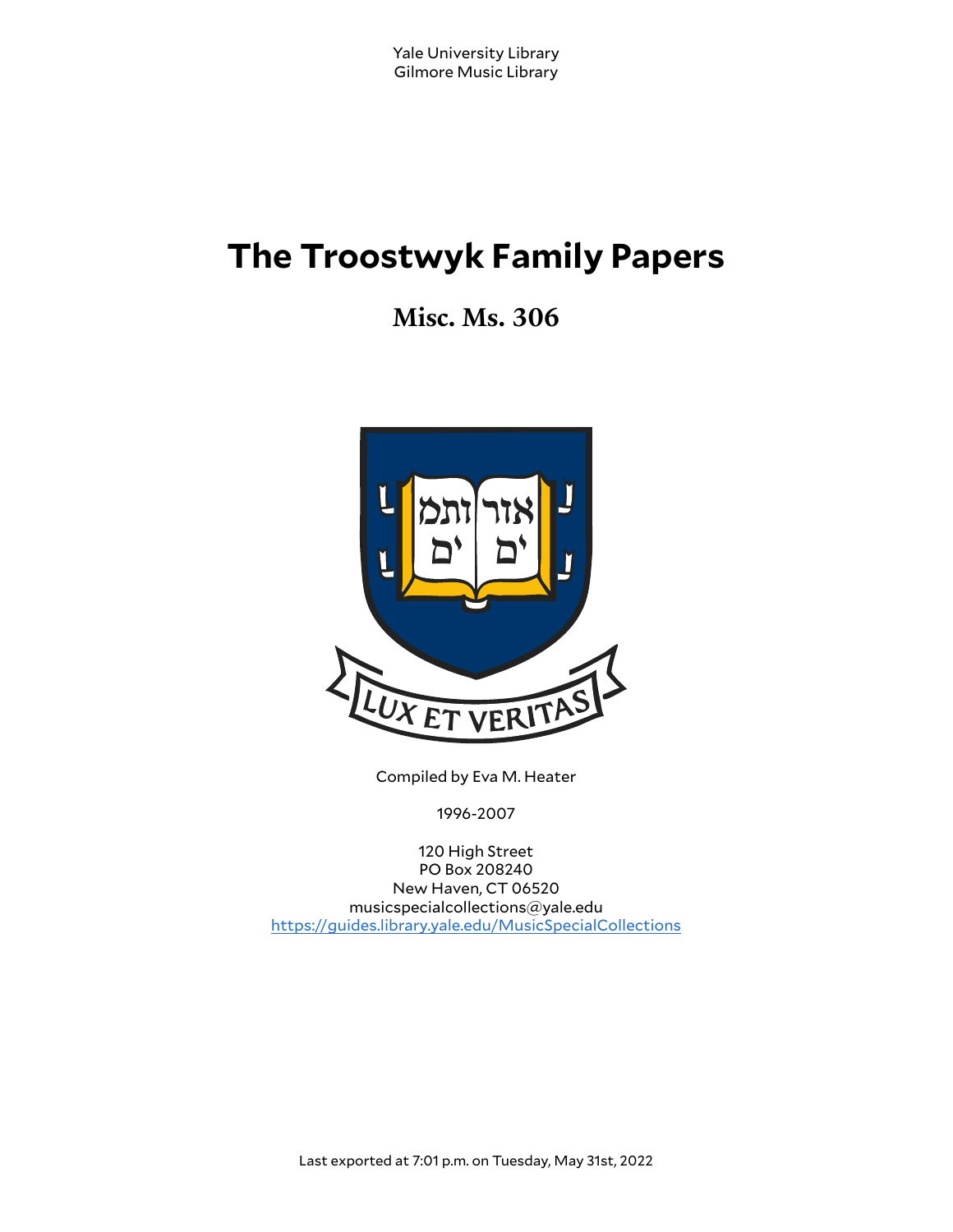Yale University Library
Gilmore Music Library

# The Troostwyk Family Papers

## Misc. Ms. 306

Compiled by Eva M. Heater

1996-2007

120 High Street
PO Box 208240
New Haven, CT 06520
musicspecialcollections@yale.edu
https://guides.library.yale.edu/MusicSpecialCollections

Last exported at 7:01 p.m. on Tuesday, May 31st, 2022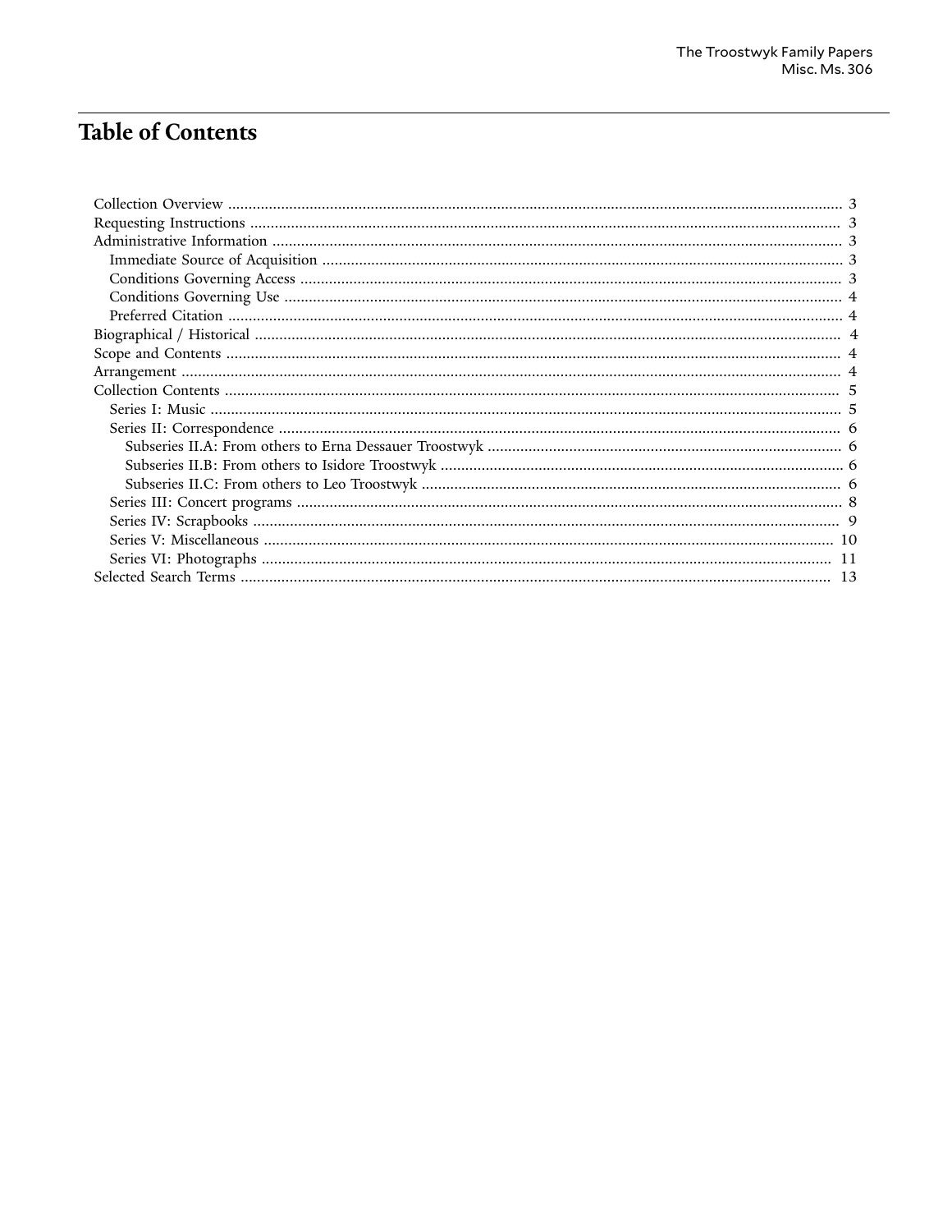# Table of Contents

- Collection Overview ..... 3
- Requesting Instructions ..... 3
- Administrative Information ..... 3
  - Immediate Source of Acquisition ..... 3
  - Conditions Governing Access ..... 3
  - Conditions Governing Use ..... 4
  - Preferred Citation ..... 4
- Biographical / Historical ..... 4
- Scope and Contents ..... 4
- Arrangement ..... 4
- Collection Contents ..... 5
  - Series I: Music ..... 5
  - Series II: Correspondence ..... 6
    - Subseries II.A: From others to Erna Dessauer Troostwyk ..... 6
    - Subseries II.B: From others to Isidore Troostwyk ..... 6
    - Subseries II.C: From others to Leo Troostwyk ..... 6
  - Series III: Concert programs ..... 8
  - Series IV: Scrapbooks ..... 9
  - Series V: Miscellaneous ..... 10
  - Series VI: Photographs ..... 11
- Selected Search Terms ..... 13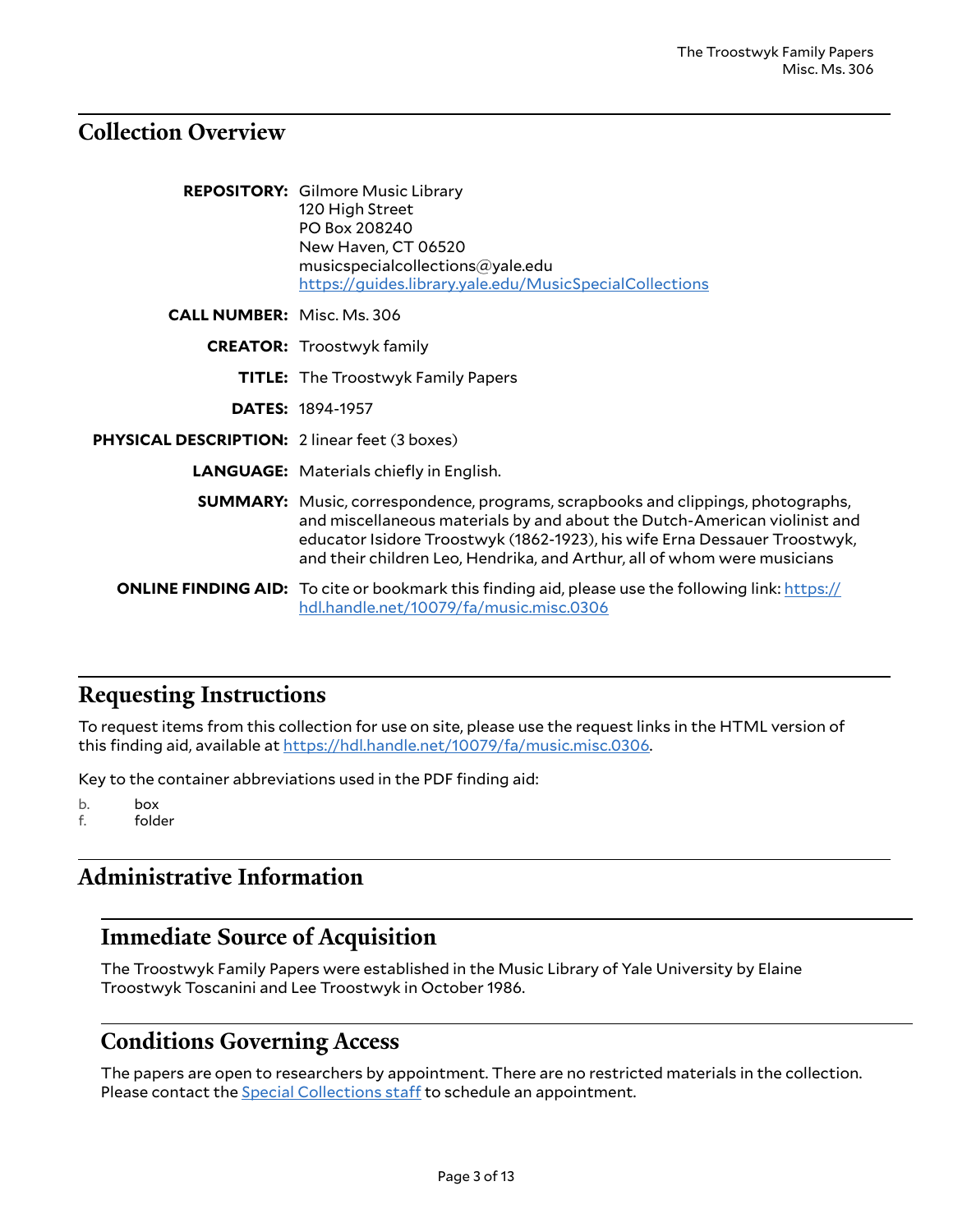## Collection Overview

**REPOSITORY:** Gilmore Music Library
120 High Street
PO Box 208240
New Haven, CT 06520
musicspecialcollections@yale.edu
https://guides.library.yale.edu/MusicSpecialCollections

**CALL NUMBER:** Misc. Ms. 306

**CREATOR:** Troostwyk family

**TITLE:** The Troostwyk Family Papers

**DATES:** 1894-1957

**PHYSICAL DESCRIPTION:** 2 linear feet (3 boxes)

**LANGUAGE:** Materials chiefly in English.

**SUMMARY:** Music, correspondence, programs, scrapbooks and clippings, photographs, and miscellaneous materials by and about the Dutch-American violinist and educator Isidore Troostwyk (1862-1923), his wife Erna Dessauer Troostwyk, and their children Leo, Hendrika, and Arthur, all of whom were musicians

**ONLINE FINDING AID:** To cite or bookmark this finding aid, please use the following link: https://hdl.handle.net/10079/fa/music.misc.0306

## Requesting Instructions

To request items from this collection for use on site, please use the request links in the HTML version of this finding aid, available at https://hdl.handle.net/10079/fa/music.misc.0306.

Key to the container abbreviations used in the PDF finding aid:

b. box
f. folder

## Administrative Information

### Immediate Source of Acquisition

The Troostwyk Family Papers were established in the Music Library of Yale University by Elaine Troostwyk Toscanini and Lee Troostwyk in October 1986.

### Conditions Governing Access

The papers are open to researchers by appointment. There are no restricted materials in the collection. Please contact the Special Collections staff to schedule an appointment.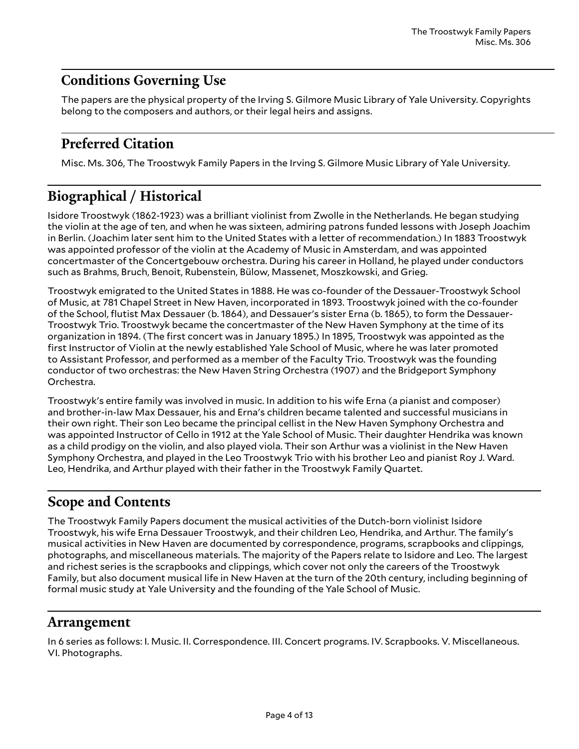### Conditions Governing Use

The papers are the physical property of the Irving S. Gilmore Music Library of Yale University. Copyrights belong to the composers and authors, or their legal heirs and assigns.

### Preferred Citation

Misc. Ms. 306, The Troostwyk Family Papers in the Irving S. Gilmore Music Library of Yale University.

## Biographical / Historical

Isidore Troostwyk (1862-1923) was a brilliant violinist from Zwolle in the Netherlands. He began studying the violin at the age of ten, and when he was sixteen, admiring patrons funded lessons with Joseph Joachim in Berlin. (Joachim later sent him to the United States with a letter of recommendation.) In 1883 Troostwyk was appointed professor of the violin at the Academy of Music in Amsterdam, and was appointed concertmaster of the Concertgebouw orchestra. During his career in Holland, he played under conductors such as Brahms, Bruch, Benoit, Rubenstein, Bülow, Massenet, Moszkowski, and Grieg.

Troostwyk emigrated to the United States in 1888. He was co-founder of the Dessauer-Troostwyk School of Music, at 781 Chapel Street in New Haven, incorporated in 1893. Troostwyk joined with the co-founder of the School, flutist Max Dessauer (b. 1864), and Dessauer's sister Erna (b. 1865), to form the Dessauer-Troostwyk Trio. Troostwyk became the concertmaster of the New Haven Symphony at the time of its organization in 1894. (The first concert was in January 1895.) In 1895, Troostwyk was appointed as the first Instructor of Violin at the newly established Yale School of Music, where he was later promoted to Assistant Professor, and performed as a member of the Faculty Trio. Troostwyk was the founding conductor of two orchestras: the New Haven String Orchestra (1907) and the Bridgeport Symphony Orchestra.

Troostwyk's entire family was involved in music. In addition to his wife Erna (a pianist and composer) and brother-in-law Max Dessauer, his and Erna's children became talented and successful musicians in their own right. Their son Leo became the principal cellist in the New Haven Symphony Orchestra and was appointed Instructor of Cello in 1912 at the Yale School of Music. Their daughter Hendrika was known as a child prodigy on the violin, and also played viola. Their son Arthur was a violinist in the New Haven Symphony Orchestra, and played in the Leo Troostwyk Trio with his brother Leo and pianist Roy J. Ward. Leo, Hendrika, and Arthur played with their father in the Troostwyk Family Quartet.

## Scope and Contents

The Troostwyk Family Papers document the musical activities of the Dutch-born violinist Isidore Troostwyk, his wife Erna Dessauer Troostwyk, and their children Leo, Hendrika, and Arthur. The family's musical activities in New Haven are documented by correspondence, programs, scrapbooks and clippings, photographs, and miscellaneous materials. The majority of the Papers relate to Isidore and Leo. The largest and richest series is the scrapbooks and clippings, which cover not only the careers of the Troostwyk Family, but also document musical life in New Haven at the turn of the 20th century, including beginning of formal music study at Yale University and the founding of the Yale School of Music.

## Arrangement

In 6 series as follows: I. Music. II. Correspondence. III. Concert programs. IV. Scrapbooks. V. Miscellaneous. VI. Photographs.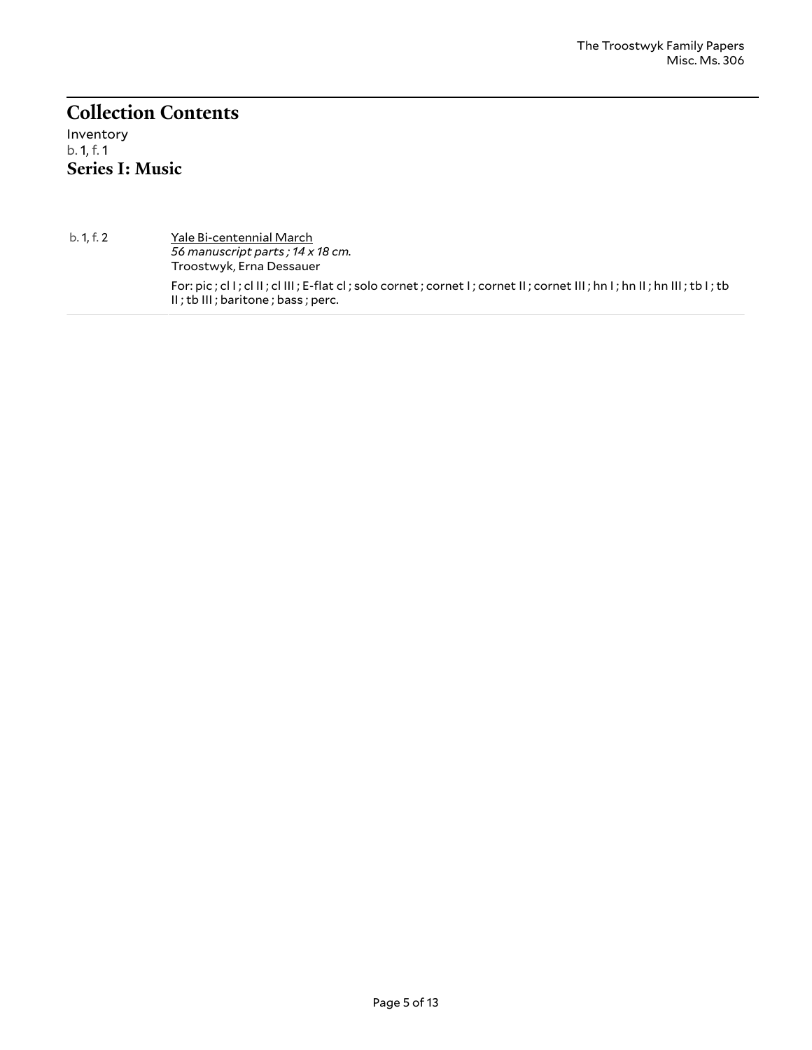## Collection Contents

Inventory

b. 1, f. 1

### Series I: Music

| | |
|---|---|
| b. 1, f. 2 | Yale Bi-centennial March<br>*56 manuscript parts ; 14 x 18 cm.*<br>Troostwyk, Erna Dessauer<br>For: pic ; cl I ; cl II ; cl III ; E-flat cl ; solo cornet ; cornet I ; cornet II ; cornet III ; hn I ; hn II ; hn III ; tb I ; tb II ; tb III ; baritone ; bass ; perc. |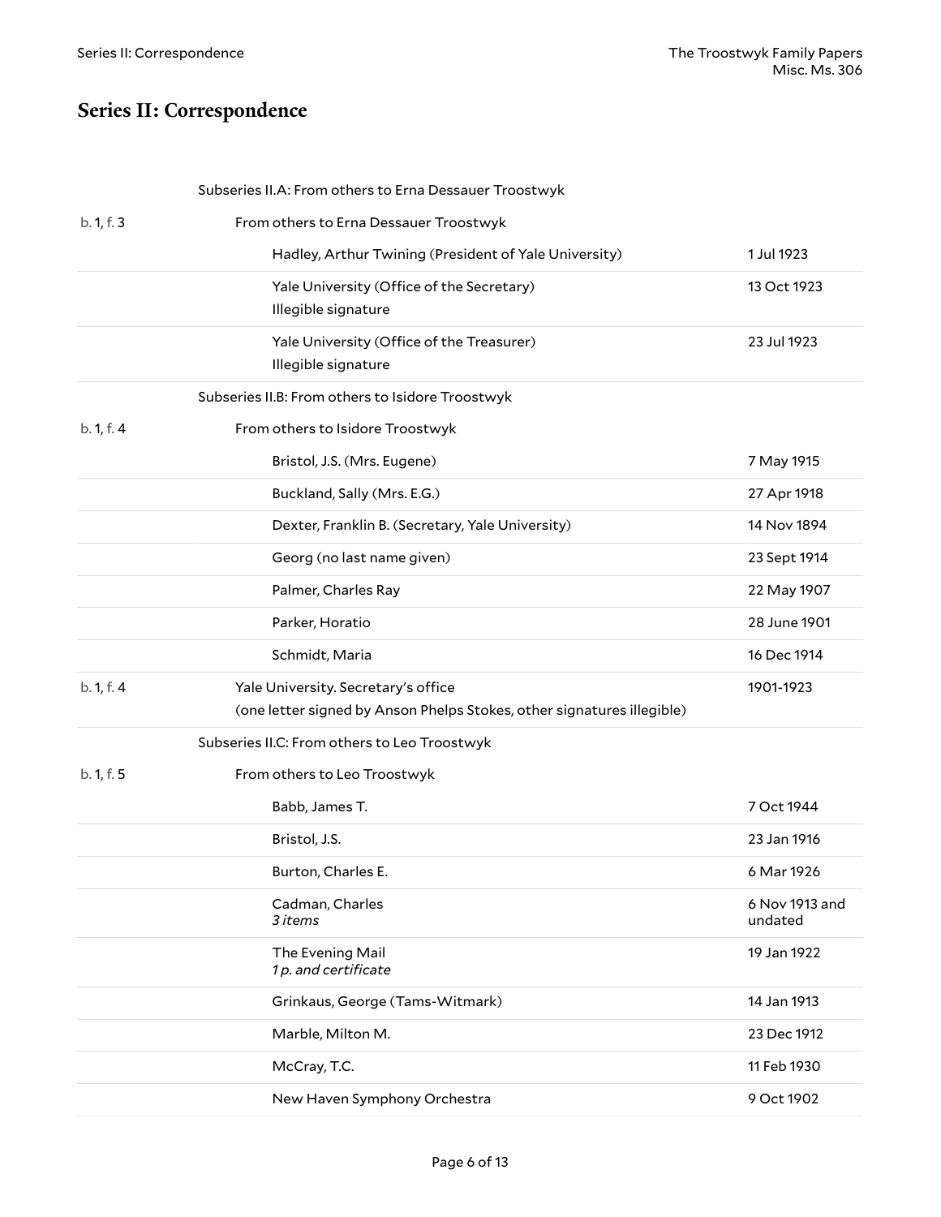## Series II: Correspondence

| Location | Description | Date |
| --- | --- | --- |
| | Subseries II.A: From others to Erna Dessauer Troostwyk | |
| b. 1, f. 3 | From others to Erna Dessauer Troostwyk | |
| | Hadley, Arthur Twining (President of Yale University) | 1 Jul 1923 |
| | Yale University (Office of the Secretary)<br>Illegible signature | 13 Oct 1923 |
| | Yale University (Office of the Treasurer)<br>Illegible signature | 23 Jul 1923 |
| | Subseries II.B: From others to Isidore Troostwyk | |
| b. 1, f. 4 | From others to Isidore Troostwyk | |
| | Bristol, J.S. (Mrs. Eugene) | 7 May 1915 |
| | Buckland, Sally (Mrs. E.G.) | 27 Apr 1918 |
| | Dexter, Franklin B. (Secretary, Yale University) | 14 Nov 1894 |
| | Georg (no last name given) | 23 Sept 1914 |
| | Palmer, Charles Ray | 22 May 1907 |
| | Parker, Horatio | 28 June 1901 |
| | Schmidt, Maria | 16 Dec 1914 |
| b. 1, f. 4 | Yale University. Secretary's office<br>(one letter signed by Anson Phelps Stokes, other signatures illegible) | 1901-1923 |
| | Subseries II.C: From others to Leo Troostwyk | |
| b. 1, f. 5 | From others to Leo Troostwyk | |
| | Babb, James T. | 7 Oct 1944 |
| | Bristol, J.S. | 23 Jan 1916 |
| | Burton, Charles E. | 6 Mar 1926 |
| | Cadman, Charles<br>*3 items* | 6 Nov 1913 and undated |
| | The Evening Mail<br>*1 p. and certificate* | 19 Jan 1922 |
| | Grinkaus, George (Tams-Witmark) | 14 Jan 1913 |
| | Marble, Milton M. | 23 Dec 1912 |
| | McCray, T.C. | 11 Feb 1930 |
| | New Haven Symphony Orchestra | 9 Oct 1902 |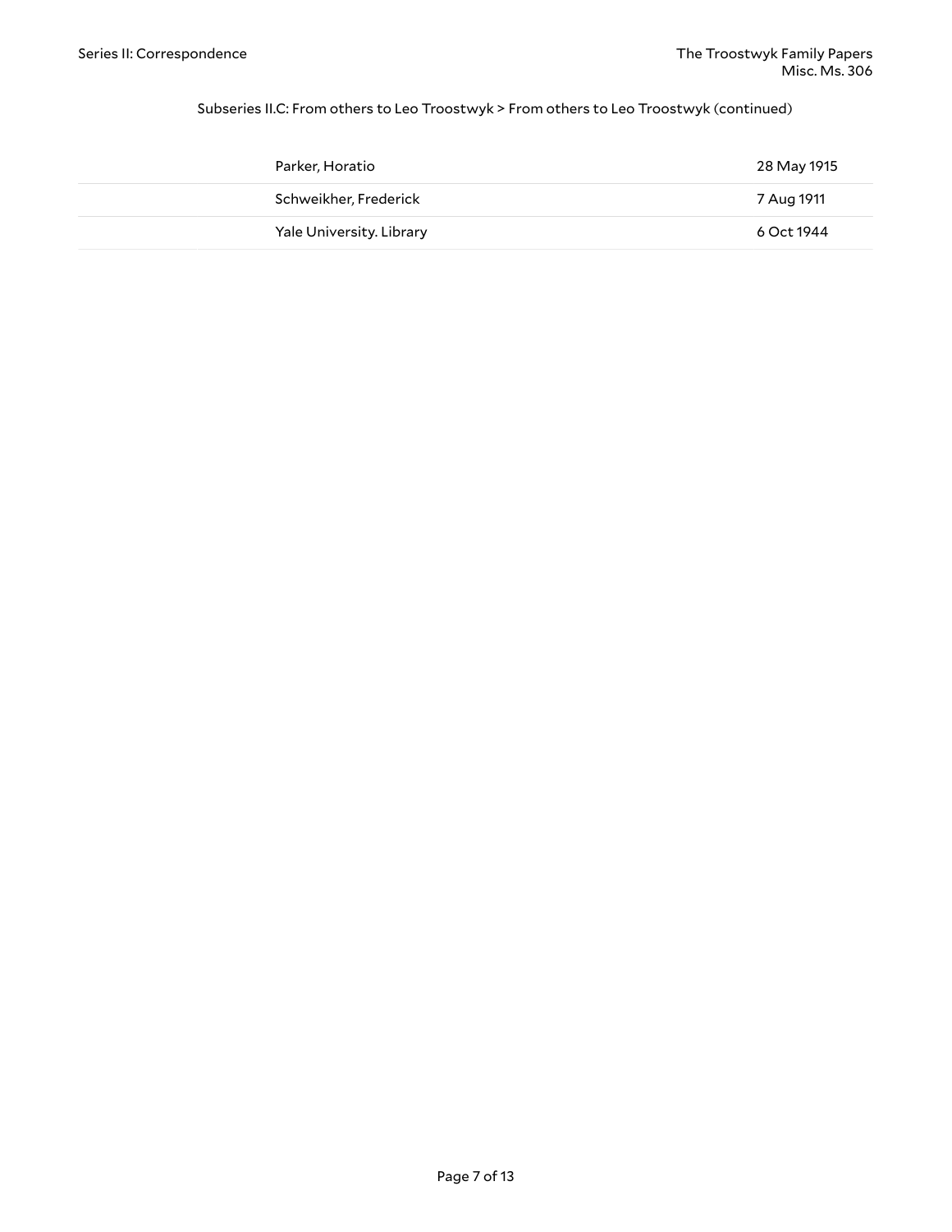Subseries II.C: From others to Leo Troostwyk > From others to Leo Troostwyk (continued)

| | | |
|---|---|---|
| | Parker, Horatio | 28 May 1915 |
| | Schweikher, Frederick | 7 Aug 1911 |
| | Yale University. Library | 6 Oct 1944 |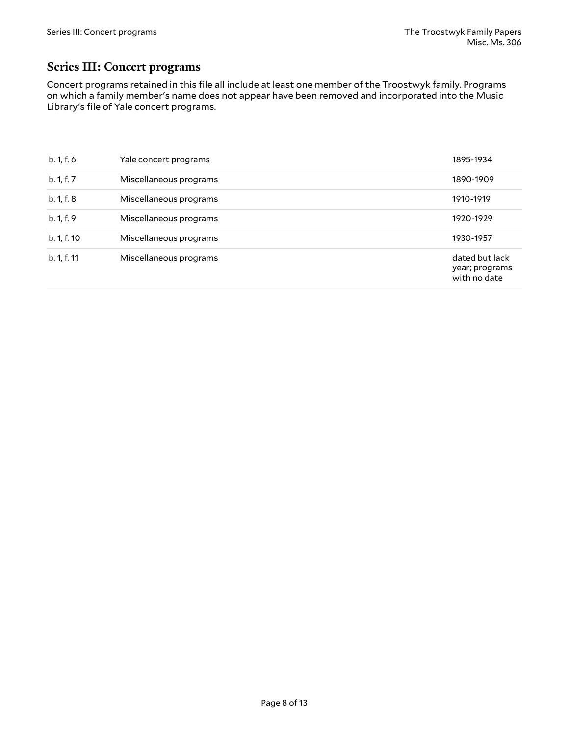## Series III: Concert programs

Concert programs retained in this file all include at least one member of the Troostwyk family. Programs on which a family member's name does not appear have been removed and incorporated into the Music Library's file of Yale concert programs.

| | | |
|---|---|---|
| b. 1, f. 6 | Yale concert programs | 1895-1934 |
| b. 1, f. 7 | Miscellaneous programs | 1890-1909 |
| b. 1, f. 8 | Miscellaneous programs | 1910-1919 |
| b. 1, f. 9 | Miscellaneous programs | 1920-1929 |
| b. 1, f. 10 | Miscellaneous programs | 1930-1957 |
| b. 1, f. 11 | Miscellaneous programs | dated but lack year; programs with no date |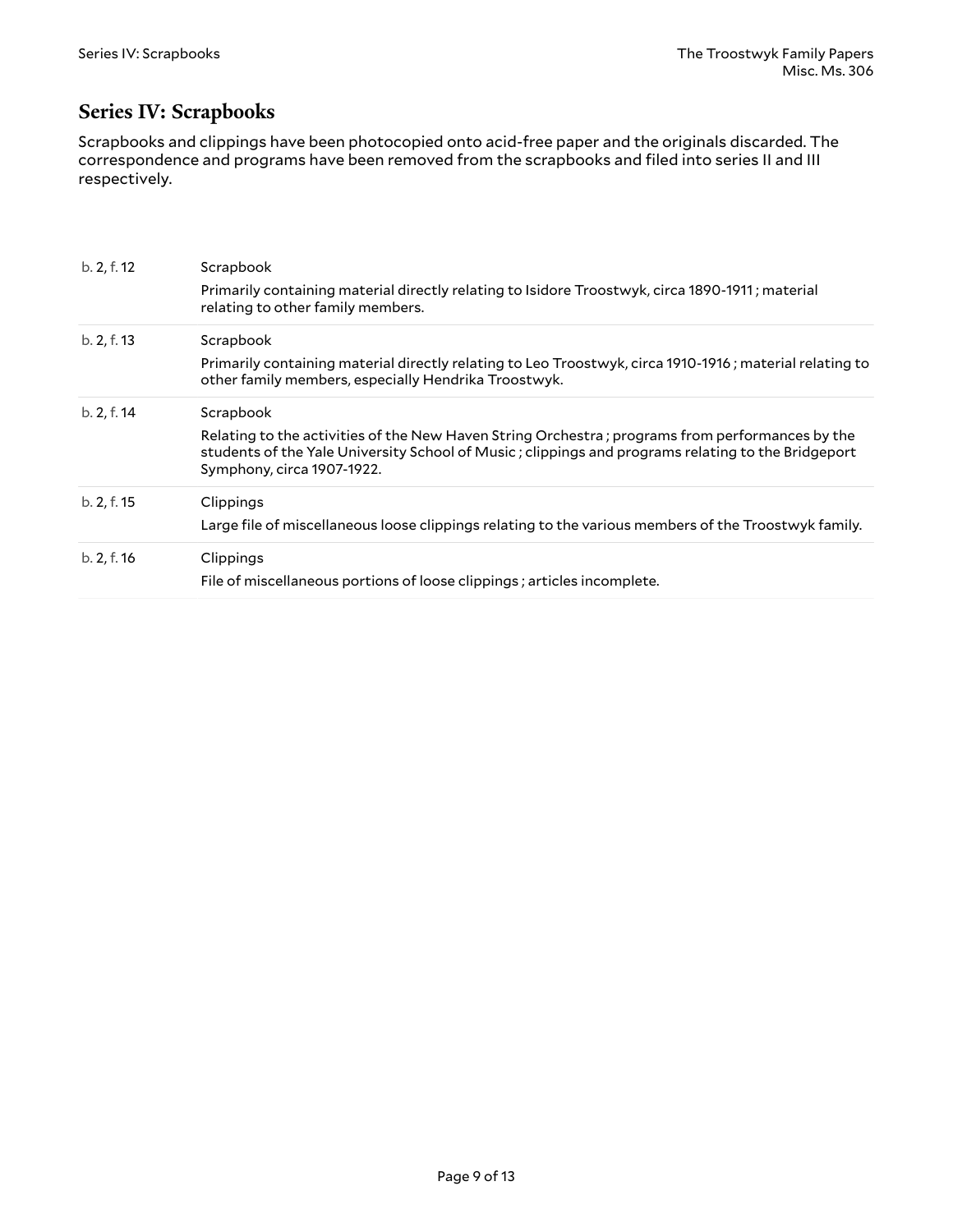## Series IV: Scrapbooks

Scrapbooks and clippings have been photocopied onto acid-free paper and the originals discarded. The correspondence and programs have been removed from the scrapbooks and filed into series II and III respectively.

| | |
|---|---|
| b. 2, f. 12 | Scrapbook<br>Primarily containing material directly relating to Isidore Troostwyk, circa 1890-1911 ; material relating to other family members. |
| b. 2, f. 13 | Scrapbook<br>Primarily containing material directly relating to Leo Troostwyk, circa 1910-1916 ; material relating to other family members, especially Hendrika Troostwyk. |
| b. 2, f. 14 | Scrapbook<br>Relating to the activities of the New Haven String Orchestra ; programs from performances by the students of the Yale University School of Music ; clippings and programs relating to the Bridgeport Symphony, circa 1907-1922. |
| b. 2, f. 15 | Clippings<br>Large file of miscellaneous loose clippings relating to the various members of the Troostwyk family. |
| b. 2, f. 16 | Clippings<br>File of miscellaneous portions of loose clippings ; articles incomplete. |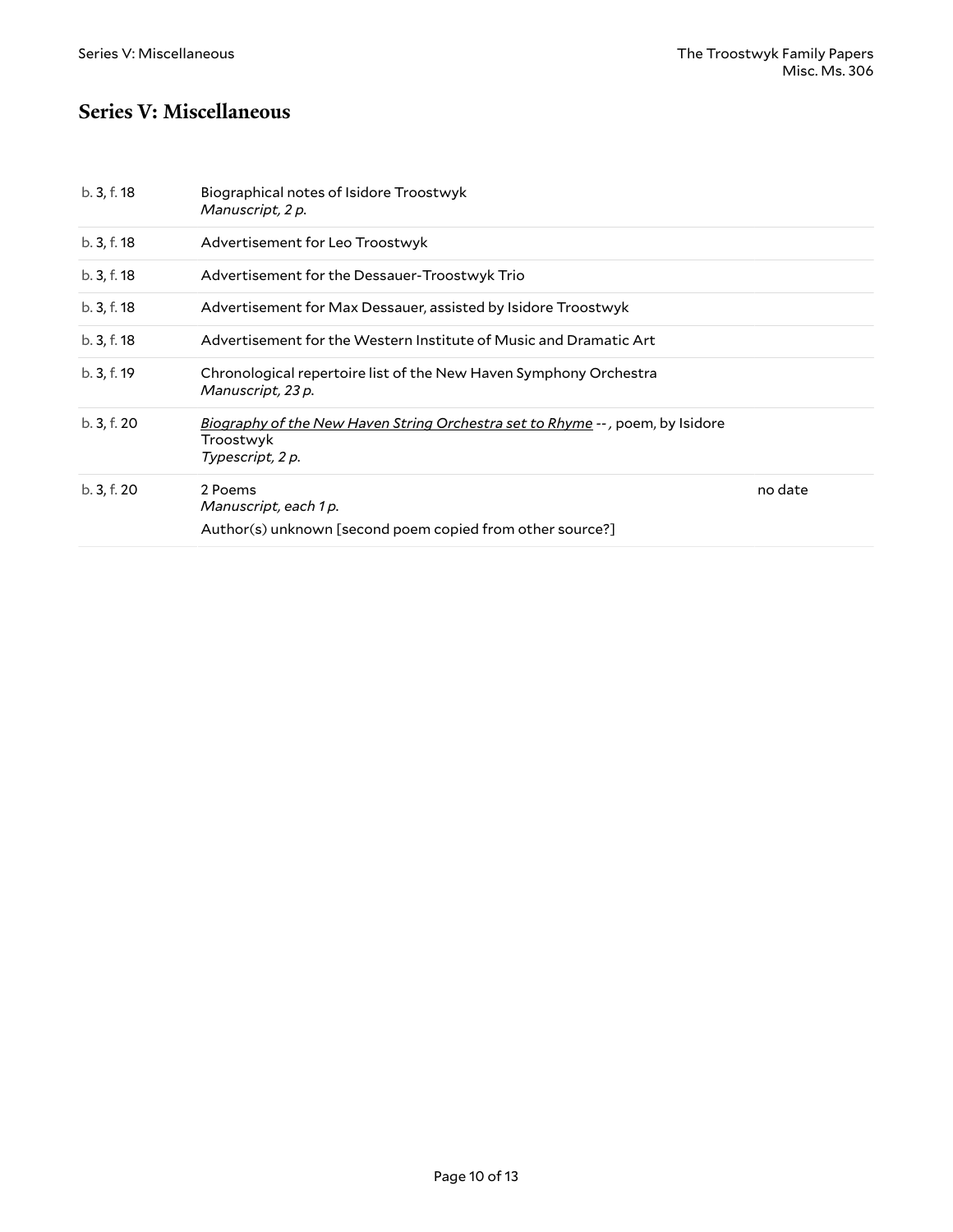## Series V: Miscellaneous

| | | |
|---|---|---|
| b. 3, f. 18 | Biographical notes of Isidore Troostwyk<br>*Manuscript, 2 p.* | |
| b. 3, f. 18 | Advertisement for Leo Troostwyk | |
| b. 3, f. 18 | Advertisement for the Dessauer-Troostwyk Trio | |
| b. 3, f. 18 | Advertisement for Max Dessauer, assisted by Isidore Troostwyk | |
| b. 3, f. 18 | Advertisement for the Western Institute of Music and Dramatic Art | |
| b. 3, f. 19 | Chronological repertoire list of the New Haven Symphony Orchestra<br>*Manuscript, 23 p.* | |
| b. 3, f. 20 | *Biography of the New Haven String Orchestra set to Rhyme* -- , poem, by Isidore Troostwyk<br>*Typescript, 2 p.* | |
| b. 3, f. 20 | 2 Poems<br>*Manuscript, each 1 p.*<br>Author(s) unknown [second poem copied from other source?] | no date |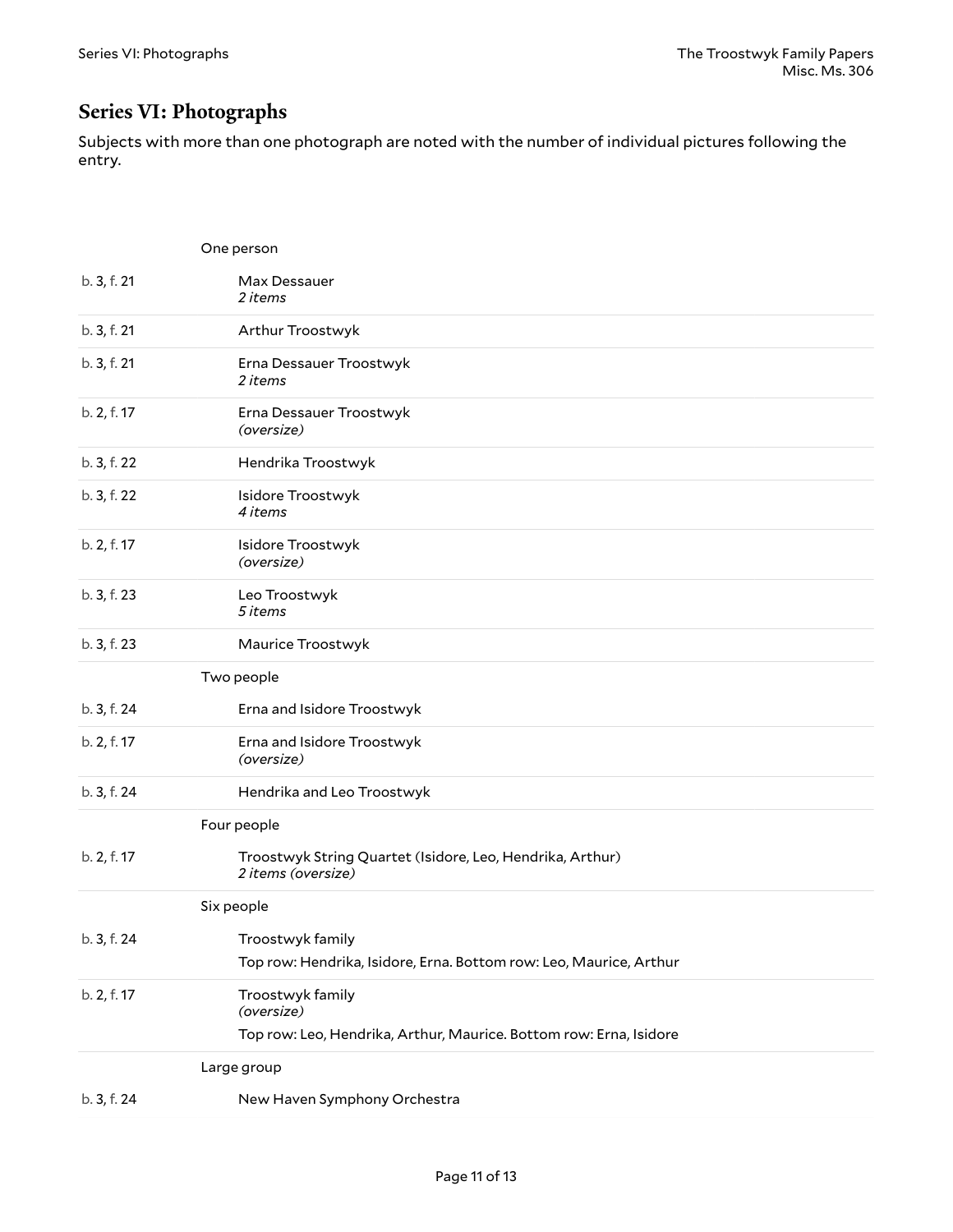## Series VI: Photographs

Subjects with more than one photograph are noted with the number of individual pictures following the entry.

| Location | Description |
| --- | --- |
| | One person |
| b. 3, f. 21 | Max Dessauer *2 items* |
| b. 3, f. 21 | Arthur Troostwyk |
| b. 3, f. 21 | Erna Dessauer Troostwyk *2 items* |
| b. 2, f. 17 | Erna Dessauer Troostwyk *(oversize)* |
| b. 3, f. 22 | Hendrika Troostwyk |
| b. 3, f. 22 | Isidore Troostwyk *4 items* |
| b. 2, f. 17 | Isidore Troostwyk *(oversize)* |
| b. 3, f. 23 | Leo Troostwyk *5 items* |
| b. 3, f. 23 | Maurice Troostwyk |
| | Two people |
| b. 3, f. 24 | Erna and Isidore Troostwyk |
| b. 2, f. 17 | Erna and Isidore Troostwyk *(oversize)* |
| b. 3, f. 24 | Hendrika and Leo Troostwyk |
| | Four people |
| b. 2, f. 17 | Troostwyk String Quartet (Isidore, Leo, Hendrika, Arthur) *2 items (oversize)* |
| | Six people |
| b. 3, f. 24 | Troostwyk family<br>Top row: Hendrika, Isidore, Erna. Bottom row: Leo, Maurice, Arthur |
| b. 2, f. 17 | Troostwyk family *(oversize)*<br>Top row: Leo, Hendrika, Arthur, Maurice. Bottom row: Erna, Isidore |
| | Large group |
| b. 3, f. 24 | New Haven Symphony Orchestra |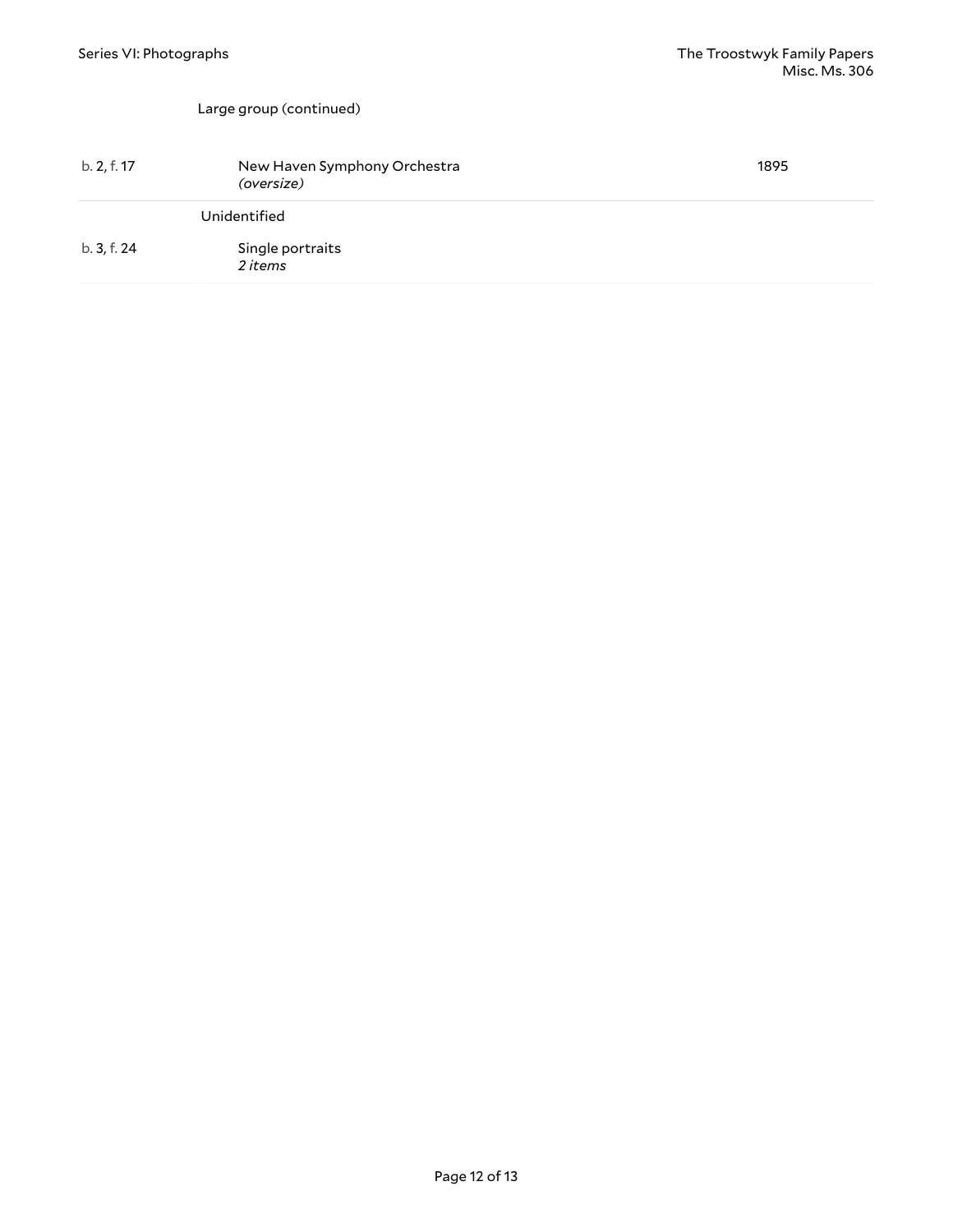Large group (continued)

| | | |
|---|---|---|
| b. 2, f. 17 | New Haven Symphony Orchestra *(oversize)* | 1895 |

Unidentified

| | | |
|---|---|---|
| b. 3, f. 24 | Single portraits *2 items* | |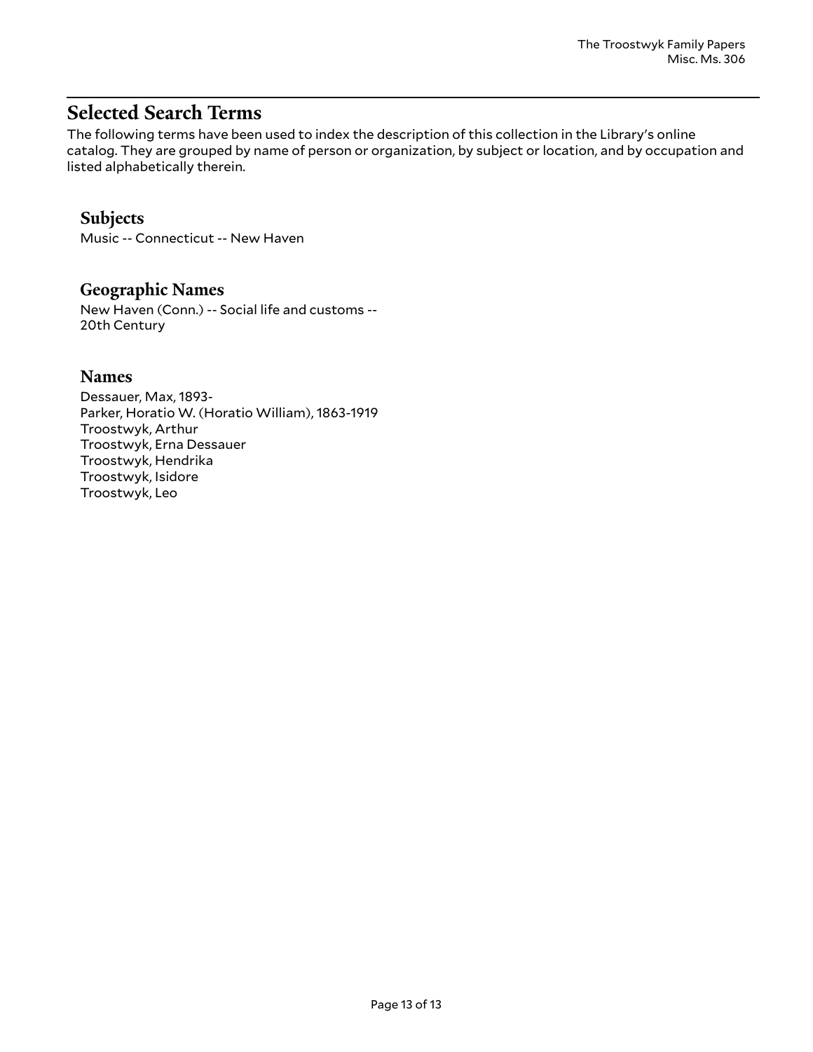## Selected Search Terms

The following terms have been used to index the description of this collection in the Library's online catalog. They are grouped by name of person or organization, by subject or location, and by occupation and listed alphabetically therein.

### Subjects

Music -- Connecticut -- New Haven

### Geographic Names

New Haven (Conn.) -- Social life and customs -- 20th Century

### Names

Dessauer, Max, 1893-
Parker, Horatio W. (Horatio William), 1863-1919
Troostwyk, Arthur
Troostwyk, Erna Dessauer
Troostwyk, Hendrika
Troostwyk, Isidore
Troostwyk, Leo